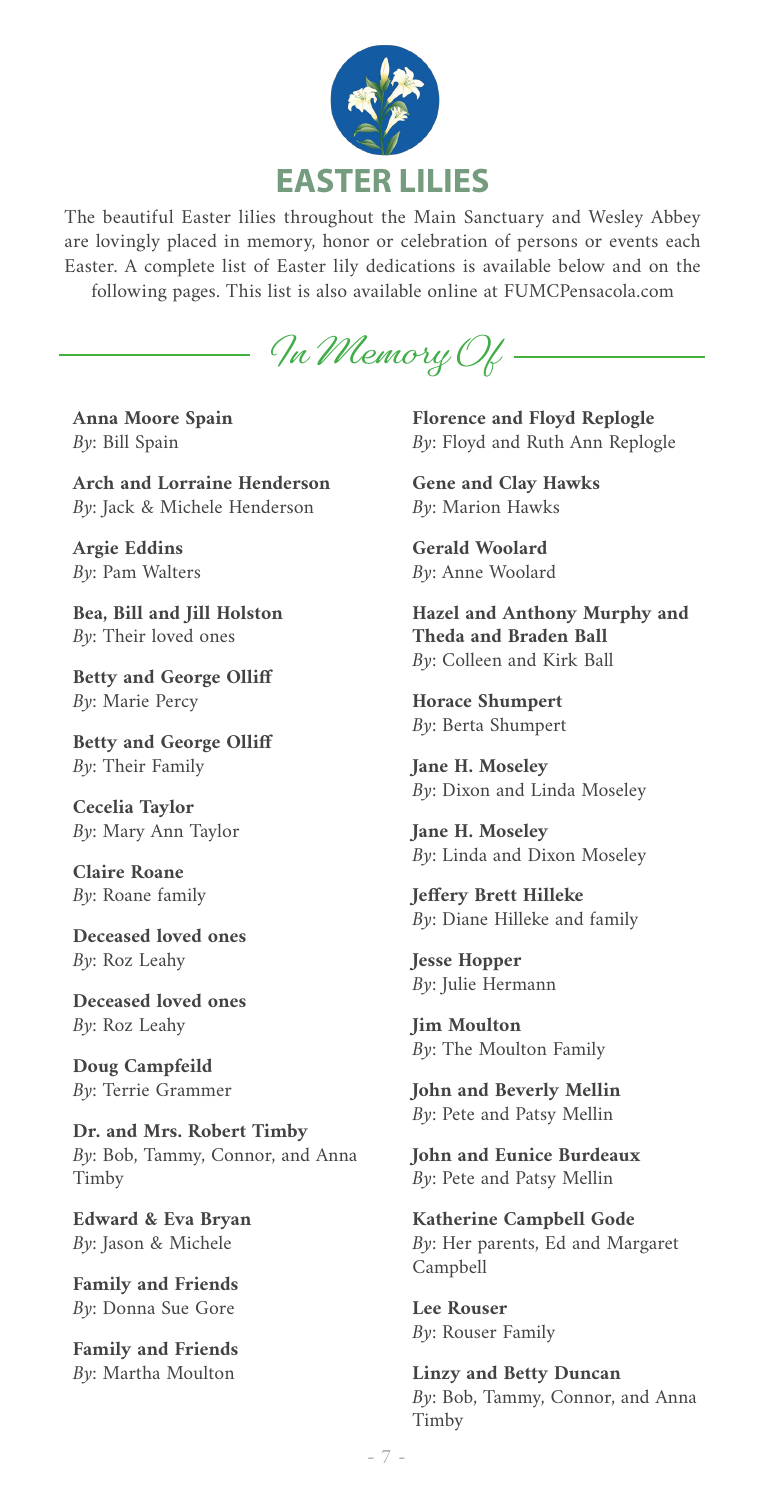# EASTER LILIES

The beautiful Easter lilies throughout the Main Sanctuary and Wesley Abbey are lovingly placed in memory, honor or celebration of persons or events each Easter. A complete list of Easter lily dedications is available below and on the following pages. This list is also available online at FUMCPensacola.com

## In Memory Of

**Anna Moore Spain**
*By*: Bill Spain

**Arch and Lorraine Henderson**
*By*: Jack & Michele Henderson

**Argie Eddins**
*By*: Pam Walters

**Bea, Bill and Jill Holston**
*By*: Their loved ones

**Betty and George Olliff**
*By*: Marie Percy

**Betty and George Olliff**
*By*: Their Family

**Cecelia Taylor**
*By*: Mary Ann Taylor

**Claire Roane**
*By*: Roane family

**Deceased loved ones**
*By*: Roz Leahy

**Deceased loved ones**
*By*: Roz Leahy

**Doug Campfeild**
*By*: Terrie Grammer

**Dr. and Mrs. Robert Timby**
*By*: Bob, Tammy, Connor, and Anna Timby

**Edward & Eva Bryan**
*By*: Jason & Michele

**Family and Friends**
*By*: Donna Sue Gore

**Family and Friends**
*By*: Martha Moulton

**Florence and Floyd Replogle**
*By*: Floyd and Ruth Ann Replogle

**Gene and Clay Hawks**
*By*: Marion Hawks

**Gerald Woolard**
*By*: Anne Woolard

**Hazel and Anthony Murphy and Theda and Braden Ball**
*By*: Colleen and Kirk Ball

**Horace Shumpert**
*By*: Berta Shumpert

**Jane H. Moseley**
*By*: Dixon and Linda Moseley

**Jane H. Moseley**
*By*: Linda and Dixon Moseley

**Jeffery Brett Hilleke**
*By*: Diane Hilleke and family

**Jesse Hopper**
*By*: Julie Hermann

**Jim Moulton**
*By*: The Moulton Family

**John and Beverly Mellin**
*By*: Pete and Patsy Mellin

**John and Eunice Burdeaux**
*By*: Pete and Patsy Mellin

**Katherine Campbell Gode**
*By*: Her parents, Ed and Margaret Campbell

**Lee Rouser**
*By*: Rouser Family

**Linzy and Betty Duncan**
*By*: Bob, Tammy, Connor, and Anna Timby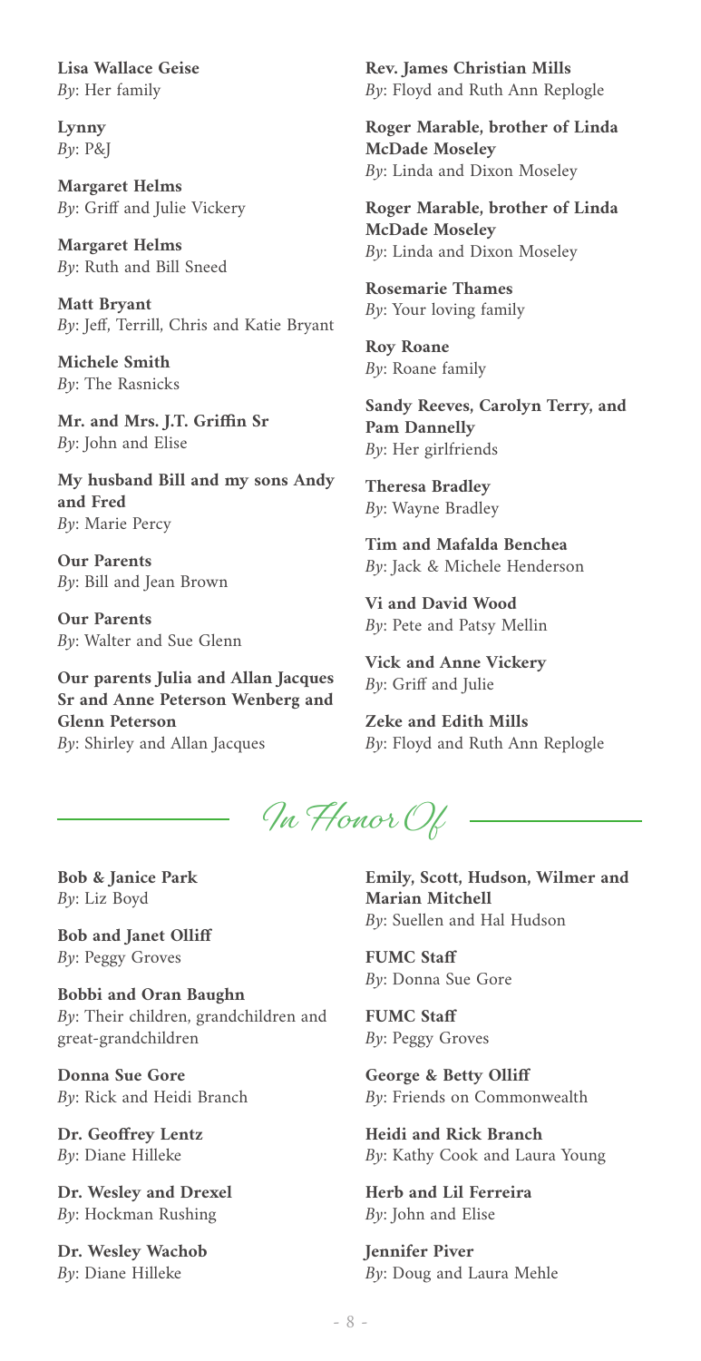**Lisa Wallace Geise**
*By*: Her family

**Lynny**
*By*: P&J

**Margaret Helms**
*By*: Griff and Julie Vickery

**Margaret Helms**
*By*: Ruth and Bill Sneed

**Matt Bryant**
*By*: Jeff, Terrill, Chris and Katie Bryant

**Michele Smith**
*By*: The Rasnicks

**Mr. and Mrs. J.T. Griffin Sr**
*By*: John and Elise

**My husband Bill and my sons Andy and Fred**
*By*: Marie Percy

**Our Parents**
*By*: Bill and Jean Brown

**Our Parents**
*By*: Walter and Sue Glenn

**Our parents Julia and Allan Jacques Sr and Anne Peterson Wenberg and Glenn Peterson**
*By*: Shirley and Allan Jacques

**Rev. James Christian Mills**
*By*: Floyd and Ruth Ann Replogle

**Roger Marable, brother of Linda McDade Moseley**
*By*: Linda and Dixon Moseley

**Roger Marable, brother of Linda McDade Moseley**
*By*: Linda and Dixon Moseley

**Rosemarie Thames**
*By*: Your loving family

**Roy Roane**
*By*: Roane family

**Sandy Reeves, Carolyn Terry, and Pam Dannelly**
*By*: Her girlfriends

**Theresa Bradley**
*By*: Wayne Bradley

**Tim and Mafalda Benchea**
*By*: Jack & Michele Henderson

**Vi and David Wood**
*By*: Pete and Patsy Mellin

**Vick and Anne Vickery**
*By*: Griff and Julie

**Zeke and Edith Mills**
*By*: Floyd and Ruth Ann Replogle

## In Honor Of

**Bob & Janice Park**
*By*: Liz Boyd

**Bob and Janet Olliff**
*By*: Peggy Groves

**Bobbi and Oran Baughn**
*By*: Their children, grandchildren and great-grandchildren

**Donna Sue Gore**
*By*: Rick and Heidi Branch

**Dr. Geoffrey Lentz**
*By*: Diane Hilleke

**Dr. Wesley and Drexel**
*By*: Hockman Rushing

**Dr. Wesley Wachob**
*By*: Diane Hilleke

**Emily, Scott, Hudson, Wilmer and Marian Mitchell**
*By*: Suellen and Hal Hudson

**FUMC Staff**
*By*: Donna Sue Gore

**FUMC Staff**
*By*: Peggy Groves

**George & Betty Olliff**
*By*: Friends on Commonwealth

**Heidi and Rick Branch**
*By*: Kathy Cook and Laura Young

**Herb and Lil Ferreira**
*By*: John and Elise

**Jennifer Piver**
*By*: Doug and Laura Mehle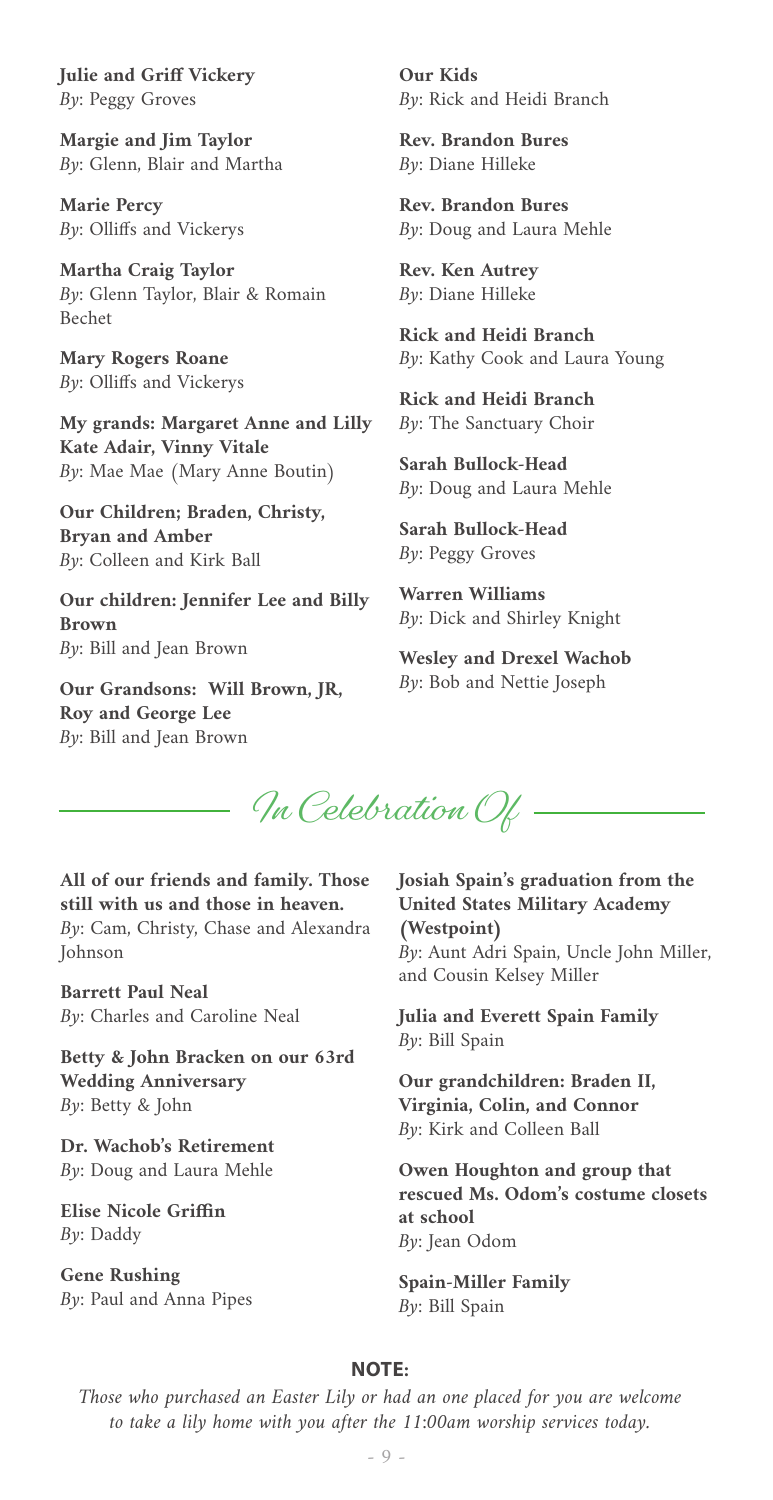**Julie and Griff Vickery**
*By*: Peggy Groves

**Margie and Jim Taylor**
*By*: Glenn, Blair and Martha

**Marie Percy**
*By*: Olliffs and Vickerys

**Martha Craig Taylor**
*By*: Glenn Taylor, Blair & Romain Bechet

**Mary Rogers Roane**
*By*: Olliffs and Vickerys

**My grands: Margaret Anne and Lilly Kate Adair, Vinny Vitale**
*By*: Mae Mae (Mary Anne Boutin)

**Our Children; Braden, Christy, Bryan and Amber**
*By*: Colleen and Kirk Ball

**Our children: Jennifer Lee and Billy Brown**
*By*: Bill and Jean Brown

**Our Grandsons: Will Brown, JR, Roy and George Lee**
*By*: Bill and Jean Brown

**Our Kids**
*By*: Rick and Heidi Branch

**Rev. Brandon Bures**
*By*: Diane Hilleke

**Rev. Brandon Bures**
*By*: Doug and Laura Mehle

**Rev. Ken Autrey**
*By*: Diane Hilleke

**Rick and Heidi Branch**
*By*: Kathy Cook and Laura Young

**Rick and Heidi Branch**
*By*: The Sanctuary Choir

**Sarah Bullock-Head**
*By*: Doug and Laura Mehle

**Sarah Bullock-Head**
*By*: Peggy Groves

**Warren Williams**
*By*: Dick and Shirley Knight

**Wesley and Drexel Wachob**
*By*: Bob and Nettie Joseph

## In Celebration Of

**All of our friends and family. Those still with us and those in heaven.**
*By*: Cam, Christy, Chase and Alexandra Johnson

**Barrett Paul Neal**
*By*: Charles and Caroline Neal

**Betty & John Bracken on our 63rd Wedding Anniversary**
*By*: Betty & John

**Dr. Wachob's Retirement**
*By*: Doug and Laura Mehle

**Elise Nicole Griffin**
*By*: Daddy

**Gene Rushing**
*By*: Paul and Anna Pipes

**Josiah Spain's graduation from the United States Military Academy (Westpoint)**
*By*: Aunt Adri Spain, Uncle John Miller, and Cousin Kelsey Miller

**Julia and Everett Spain Family**
*By*: Bill Spain

**Our grandchildren: Braden II, Virginia, Colin, and Connor**
*By*: Kirk and Colleen Ball

**Owen Houghton and group that rescued Ms. Odom's costume closets at school**
*By*: Jean Odom

**Spain-Miller Family**
*By*: Bill Spain

**NOTE:**

*Those who purchased an Easter Lily or had an one placed for you are welcome to take a lily home with you after the 11:00am worship services today.*